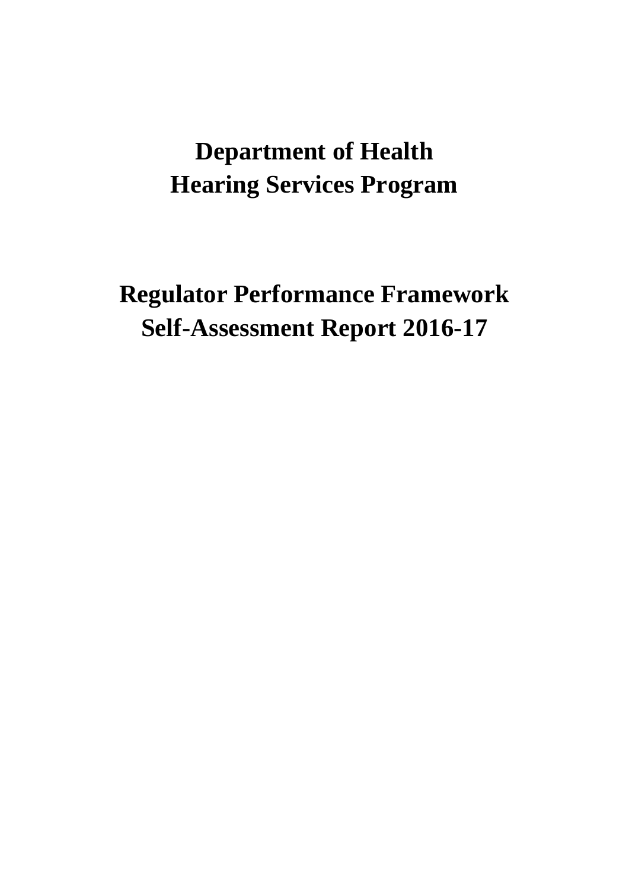# Department of Health
# Hearing Services Program

# Regulator Performance Framework
# Self-Assessment Report 2016-17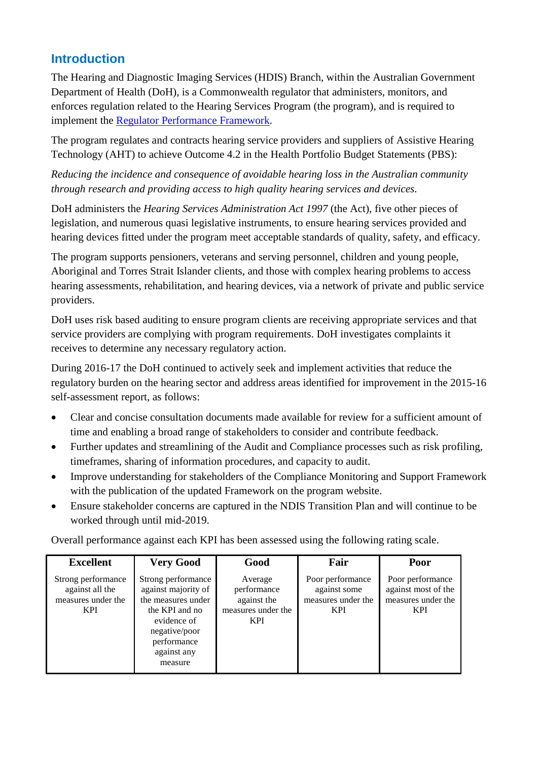## Introduction

The Hearing and Diagnostic Imaging Services (HDIS) Branch, within the Australian Government Department of Health (DoH), is a Commonwealth regulator that administers, monitors, and enforces regulation related to the Hearing Services Program (the program), and is required to implement the [Regulator Performance Framework](Regulator Performance Framework).

The program regulates and contracts hearing service providers and suppliers of Assistive Hearing Technology (AHT) to achieve Outcome 4.2 in the Health Portfolio Budget Statements (PBS):

*Reducing the incidence and consequence of avoidable hearing loss in the Australian community through research and providing access to high quality hearing services and devices.*

DoH administers the *Hearing Services Administration Act 1997* (the Act), five other pieces of legislation, and numerous quasi legislative instruments, to ensure hearing services provided and hearing devices fitted under the program meet acceptable standards of quality, safety, and efficacy.

The program supports pensioners, veterans and serving personnel, children and young people, Aboriginal and Torres Strait Islander clients, and those with complex hearing problems to access hearing assessments, rehabilitation, and hearing devices, via a network of private and public service providers.

DoH uses risk based auditing to ensure program clients are receiving appropriate services and that service providers are complying with program requirements. DoH investigates complaints it receives to determine any necessary regulatory action.

During 2016-17 the DoH continued to actively seek and implement activities that reduce the regulatory burden on the hearing sector and address areas identified for improvement in the 2015-16 self-assessment report, as follows:

- Clear and concise consultation documents made available for review for a sufficient amount of time and enabling a broad range of stakeholders to consider and contribute feedback.
- Further updates and streamlining of the Audit and Compliance processes such as risk profiling, timeframes, sharing of information procedures, and capacity to audit.
- Improve understanding for stakeholders of the Compliance Monitoring and Support Framework with the publication of the updated Framework on the program website.
- Ensure stakeholder concerns are captured in the NDIS Transition Plan and will continue to be worked through until mid-2019.

Overall performance against each KPI has been assessed using the following rating scale.

| Excellent | Very Good | Good | Fair | Poor |
|---|---|---|---|---|
| Strong performance against all the measures under the KPI | Strong performance against majority of the measures under the KPI and no evidence of negative/poor performance against any measure | Average performance against the measures under the KPI | Poor performance against some measures under the KPI | Poor performance against most of the measures under the KPI |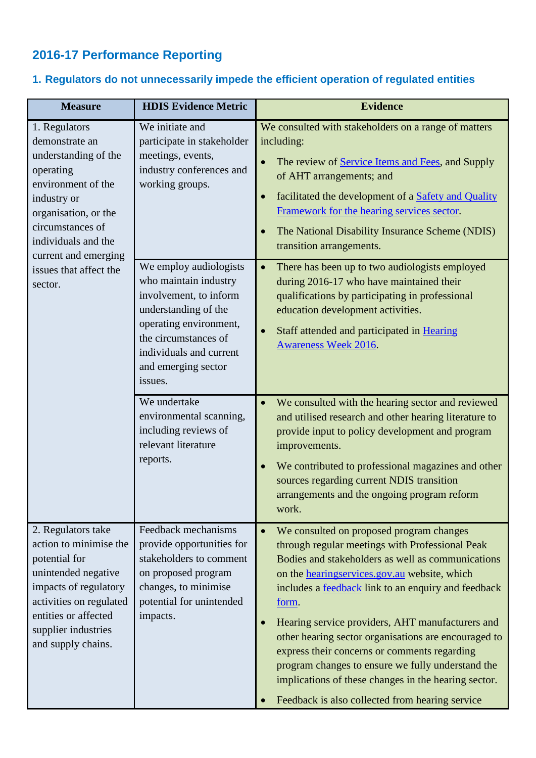## 2016-17 Performance Reporting

### 1. Regulators do not unnecessarily impede the efficient operation of regulated entities

| Measure | HDIS Evidence Metric | Evidence |
|---|---|---|
| 1. Regulators demonstrate an understanding of the operating environment of the industry or organisation, or the circumstances of individuals and the current and emerging issues that affect the sector. | We initiate and participate in stakeholder meetings, events, industry conferences and working groups. | We consulted with stakeholders on a range of matters including:<br>• The review of Service Items and Fees, and Supply of AHT arrangements; and<br>• facilitated the development of a Safety and Quality Framework for the hearing services sector.<br>• The National Disability Insurance Scheme (NDIS) transition arrangements. |
| | We employ audiologists who maintain industry involvement, to inform understanding of the operating environment, the circumstances of individuals and current and emerging sector issues. | • There has been up to two audiologists employed during 2016-17 who have maintained their qualifications by participating in professional education development activities.<br>• Staff attended and participated in Hearing Awareness Week 2016. |
| | We undertake environmental scanning, including reviews of relevant literature reports. | • We consulted with the hearing sector and reviewed and utilised research and other hearing literature to provide input to policy development and program improvements.<br>• We contributed to professional magazines and other sources regarding current NDIS transition arrangements and the ongoing program reform work. |
| 2. Regulators take action to minimise the potential for unintended negative impacts of regulatory activities on regulated entities or affected supplier industries and supply chains. | Feedback mechanisms provide opportunities for stakeholders to comment on proposed program changes, to minimise potential for unintended impacts. | • We consulted on proposed program changes through regular meetings with Professional Peak Bodies and stakeholders as well as communications on the hearingservices.gov.au website, which includes a feedback link to an enquiry and feedback form.<br>• Hearing service providers, AHT manufacturers and other hearing sector organisations are encouraged to express their concerns or comments regarding program changes to ensure we fully understand the implications of these changes in the hearing sector.<br>• Feedback is also collected from hearing service |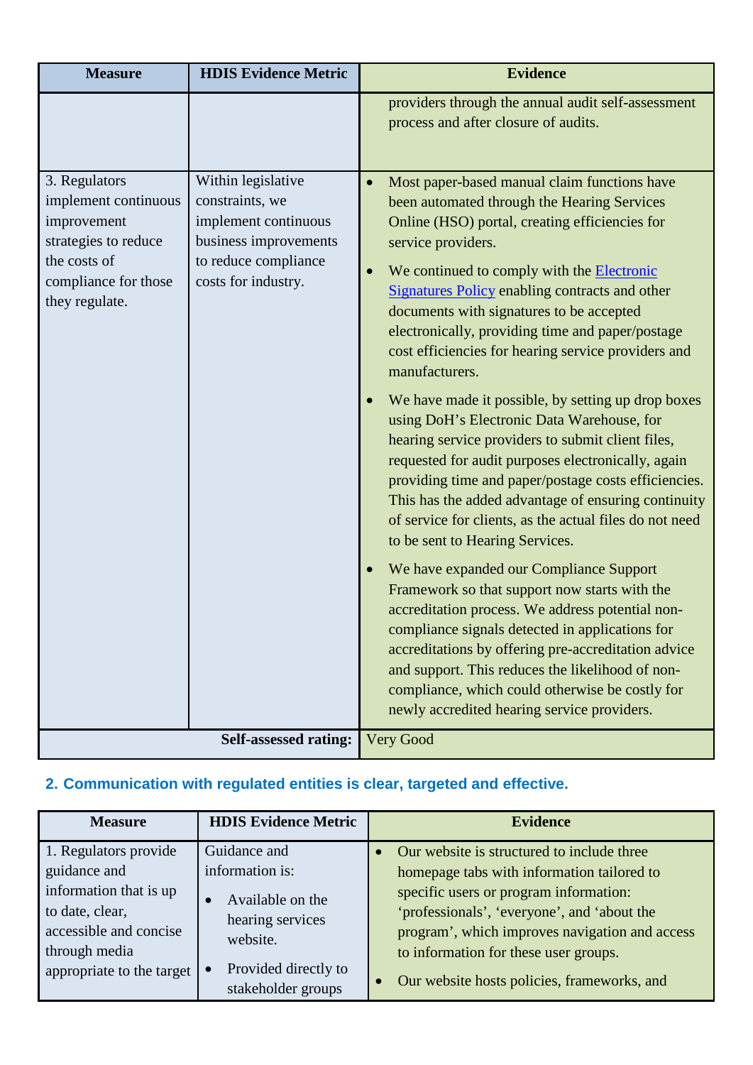| Measure | HDIS Evidence Metric | Evidence |
| --- | --- | --- |
| | | providers through the annual audit self-assessment process and after closure of audits. |
| 3. Regulators implement continuous improvement strategies to reduce the costs of compliance for those they regulate. | Within legislative constraints, we implement continuous business improvements to reduce compliance costs for industry. | • Most paper-based manual claim functions have been automated through the Hearing Services Online (HSO) portal, creating efficiencies for service providers.<br>• We continued to comply with the [Electronic Signatures Policy]() enabling contracts and other documents with signatures to be accepted electronically, providing time and paper/postage cost efficiencies for hearing service providers and manufacturers.<br>• We have made it possible, by setting up drop boxes using DoH's Electronic Data Warehouse, for hearing service providers to submit client files, requested for audit purposes electronically, again providing time and paper/postage costs efficiencies. This has the added advantage of ensuring continuity of service for clients, as the actual files do not need to be sent to Hearing Services.<br>• We have expanded our Compliance Support Framework so that support now starts with the accreditation process. We address potential non-compliance signals detected in applications for accreditations by offering pre-accreditation advice and support. This reduces the likelihood of non-compliance, which could otherwise be costly for newly accredited hearing service providers. |
| | **Self-assessed rating:** | Very Good |

## 2. Communication with regulated entities is clear, targeted and effective.

| Measure | HDIS Evidence Metric | Evidence |
| --- | --- | --- |
| 1. Regulators provide guidance and information that is up to date, clear, accessible and concise through media appropriate to the target | Guidance and information is:<br>• Available on the hearing services website.<br>• Provided directly to stakeholder groups | • Our website is structured to include three homepage tabs with information tailored to specific users or program information: 'professionals', 'everyone', and 'about the program', which improves navigation and access to information for these user groups.<br>• Our website hosts policies, frameworks, and |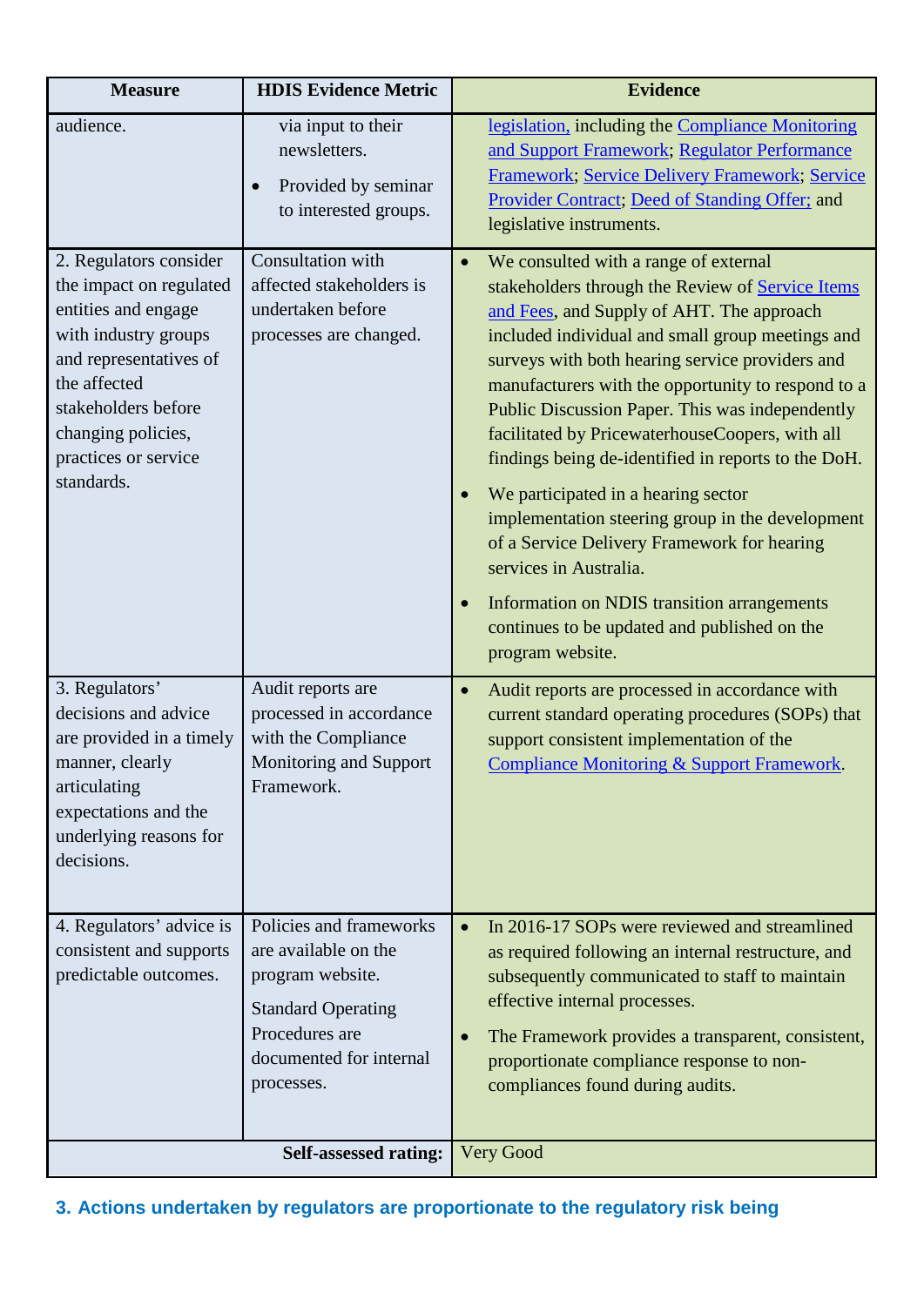| Measure | HDIS Evidence Metric | Evidence |
|---|---|---|
| audience. | via input to their newsletters.<br>• Provided by seminar to interested groups. | legislation, including the Compliance Monitoring and Support Framework; Regulator Performance Framework; Service Delivery Framework; Service Provider Contract; Deed of Standing Offer; and legislative instruments. |
| 2. Regulators consider the impact on regulated entities and engage with industry groups and representatives of the affected stakeholders before changing policies, practices or service standards. | Consultation with affected stakeholders is undertaken before processes are changed. | • We consulted with a range of external stakeholders through the Review of Service Items and Fees, and Supply of AHT. The approach included individual and small group meetings and surveys with both hearing service providers and manufacturers with the opportunity to respond to a Public Discussion Paper. This was independently facilitated by PricewaterhouseCoopers, with all findings being de-identified in reports to the DoH.<br>• We participated in a hearing sector implementation steering group in the development of a Service Delivery Framework for hearing services in Australia.<br>• Information on NDIS transition arrangements continues to be updated and published on the program website. |
| 3. Regulators' decisions and advice are provided in a timely manner, clearly articulating expectations and the underlying reasons for decisions. | Audit reports are processed in accordance with the Compliance Monitoring and Support Framework. | • Audit reports are processed in accordance with current standard operating procedures (SOPs) that support consistent implementation of the Compliance Monitoring & Support Framework. |
| 4. Regulators' advice is consistent and supports predictable outcomes. | Policies and frameworks are available on the program website.<br>Standard Operating Procedures are documented for internal processes. | • In 2016-17 SOPs were reviewed and streamlined as required following an internal restructure, and subsequently communicated to staff to maintain effective internal processes.<br>• The Framework provides a transparent, consistent, proportionate compliance response to non-compliances found during audits. |
| | **Self-assessed rating:** | Very Good |

## 3. Actions undertaken by regulators are proportionate to the regulatory risk being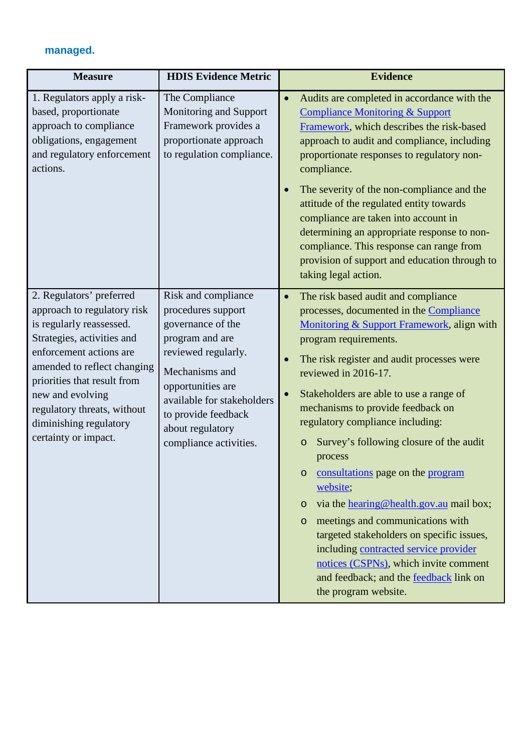**managed.**

| Measure | HDIS Evidence Metric | Evidence |
|---|---|---|
| 1. Regulators apply a risk-based, proportionate approach to compliance obligations, engagement and regulatory enforcement actions. | The Compliance Monitoring and Support Framework provides a proportionate approach to regulation compliance. | • Audits are completed in accordance with the Compliance Monitoring & Support Framework, which describes the risk-based approach to audit and compliance, including proportionate responses to regulatory non-compliance.<br>• The severity of the non-compliance and the attitude of the regulated entity towards compliance are taken into account in determining an appropriate response to non-compliance. This response can range from provision of support and education through to taking legal action. |
| 2. Regulators' preferred approach to regulatory risk is regularly reassessed. Strategies, activities and enforcement actions are amended to reflect changing priorities that result from new and evolving regulatory threats, without diminishing regulatory certainty or impact. | Risk and compliance procedures support governance of the program and are reviewed regularly.<br><br>Mechanisms and opportunities are available for stakeholders to provide feedback about regulatory compliance activities. | • The risk based audit and compliance processes, documented in the Compliance Monitoring & Support Framework, align with program requirements.<br>• The risk register and audit processes were reviewed in 2016-17.<br>• Stakeholders are able to use a range of mechanisms to provide feedback on regulatory compliance including:<br>&nbsp;&nbsp;o Survey's following closure of the audit process<br>&nbsp;&nbsp;o consultations page on the program website;<br>&nbsp;&nbsp;o via the hearing@health.gov.au mail box;<br>&nbsp;&nbsp;o meetings and communications with targeted stakeholders on specific issues, including contracted service provider notices (CSPNs), which invite comment and feedback; and the feedback link on the program website. |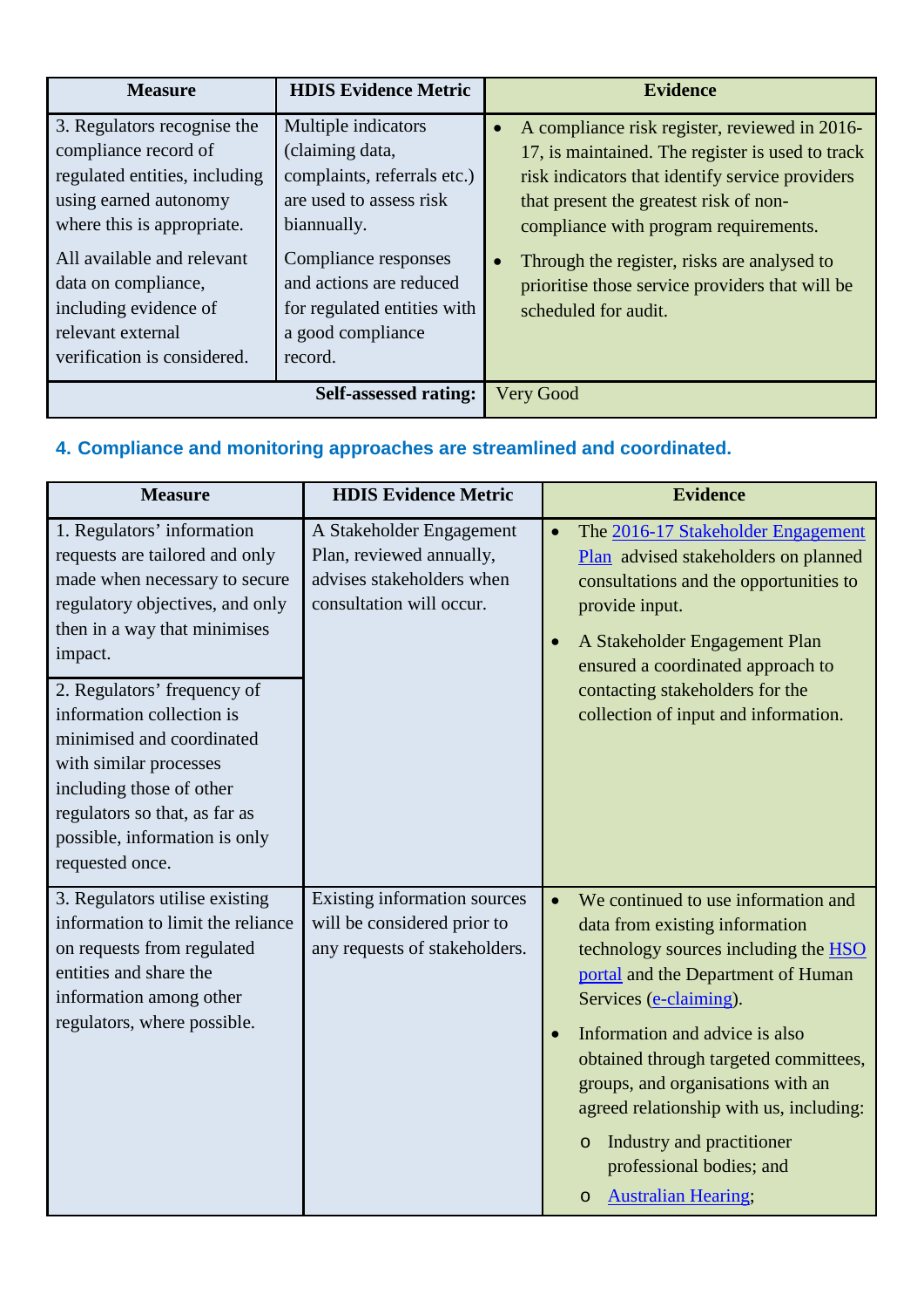| Measure | HDIS Evidence Metric | Evidence |
|---|---|---|
| 3. Regulators recognise the compliance record of regulated entities, including using earned autonomy where this is appropriate.<br><br>All available and relevant data on compliance, including evidence of relevant external verification is considered. | Multiple indicators (claiming data, complaints, referrals etc.) are used to assess risk biannually.<br><br>Compliance responses and actions are reduced for regulated entities with a good compliance record. | • A compliance risk register, reviewed in 2016-17, is maintained. The register is used to track risk indicators that identify service providers that present the greatest risk of non-compliance with program requirements.<br><br>• Through the register, risks are analysed to prioritise those service providers that will be scheduled for audit. |
| | **Self-assessed rating:** | Very Good |

### 4. Compliance and monitoring approaches are streamlined and coordinated.

| Measure | HDIS Evidence Metric | Evidence |
|---|---|---|
| 1. Regulators' information requests are tailored and only made when necessary to secure regulatory objectives, and only then in a way that minimises impact.<br><br>2. Regulators' frequency of information collection is minimised and coordinated with similar processes including those of other regulators so that, as far as possible, information is only requested once. | A Stakeholder Engagement Plan, reviewed annually, advises stakeholders when consultation will occur. | • The 2016-17 Stakeholder Engagement Plan advised stakeholders on planned consultations and the opportunities to provide input.<br><br>• A Stakeholder Engagement Plan ensured a coordinated approach to contacting stakeholders for the collection of input and information. |
| 3. Regulators utilise existing information to limit the reliance on requests from regulated entities and share the information among other regulators, where possible. | Existing information sources will be considered prior to any requests of stakeholders. | • We continued to use information and data from existing information technology sources including the HSO portal and the Department of Human Services (e-claiming).<br><br>• Information and advice is also obtained through targeted committees, groups, and organisations with an agreed relationship with us, including:<br>  o Industry and practitioner professional bodies; and<br>  o Australian Hearing; |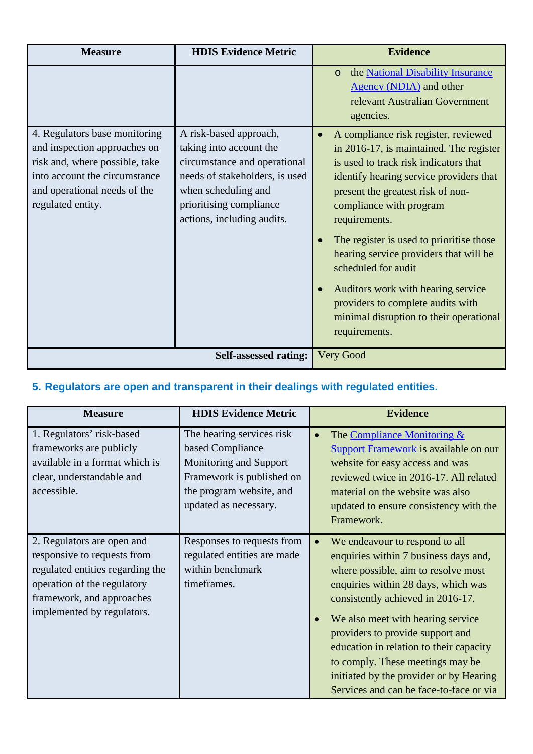| Measure | HDIS Evidence Metric | Evidence |
|---|---|---|
| | | o the [National Disability Insurance Agency (NDIA)]() and other relevant Australian Government agencies. |
| 4. Regulators base monitoring and inspection approaches on risk and, where possible, take into account the circumstance and operational needs of the regulated entity. | A risk-based approach, taking into account the circumstance and operational needs of stakeholders, is used when scheduling and prioritising compliance actions, including audits. | • A compliance risk register, reviewed in 2016-17, is maintained. The register is used to track risk indicators that identify hearing service providers that present the greatest risk of non-compliance with program requirements. <br><br> • The register is used to prioritise those hearing service providers that will be scheduled for audit <br><br> • Auditors work with hearing service providers to complete audits with minimal disruption to their operational requirements. |
| | **Self-assessed rating:** | Very Good |

## 5. Regulators are open and transparent in their dealings with regulated entities.

| Measure | HDIS Evidence Metric | Evidence |
|---|---|---|
| 1. Regulators' risk-based frameworks are publicly available in a format which is clear, understandable and accessible. | The hearing services risk based Compliance Monitoring and Support Framework is published on the program website, and updated as necessary. | • The [Compliance Monitoring & Support Framework]() is available on our website for easy access and was reviewed twice in 2016-17. All related material on the website was also updated to ensure consistency with the Framework. |
| 2. Regulators are open and responsive to requests from regulated entities regarding the operation of the regulatory framework, and approaches implemented by regulators. | Responses to requests from regulated entities are made within benchmark timeframes. | • We endeavour to respond to all enquiries within 7 business days and, where possible, aim to resolve most enquiries within 28 days, which was consistently achieved in 2016-17. <br><br> • We also meet with hearing service providers to provide support and education in relation to their capacity to comply. These meetings may be initiated by the provider or by Hearing Services and can be face-to-face or via |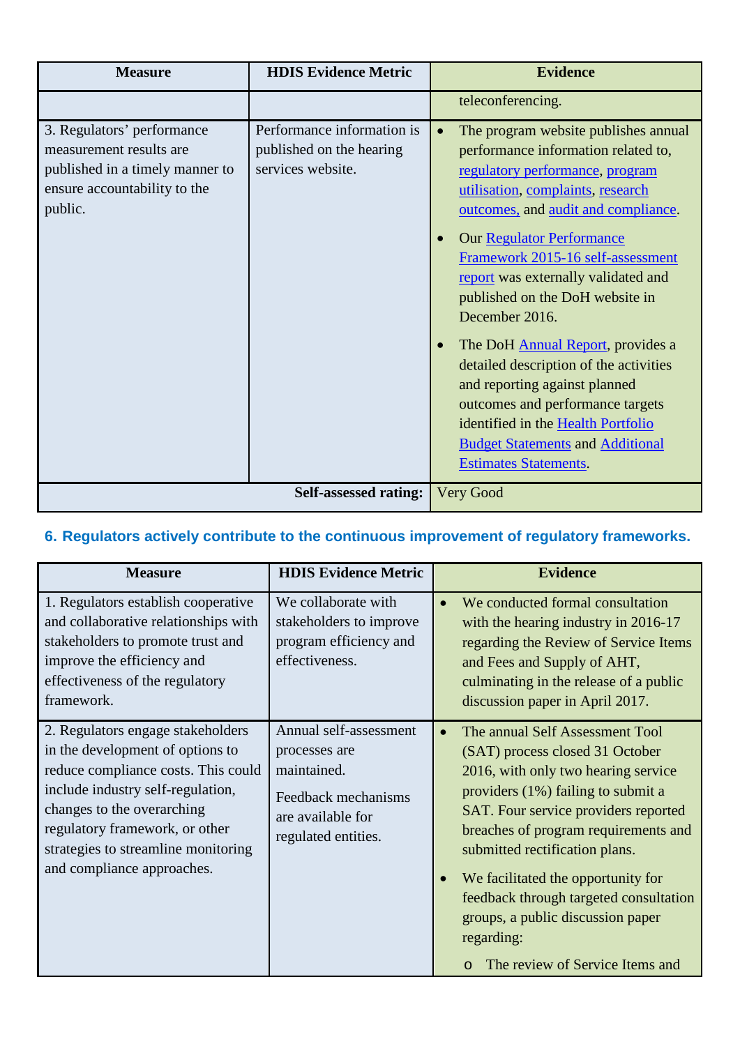| Measure | HDIS Evidence Metric | Evidence |
|---|---|---|
| | | teleconferencing. |
| 3. Regulators' performance measurement results are published in a timely manner to ensure accountability to the public. | Performance information is published on the hearing services website. | • The program website publishes annual performance information related to, regulatory performance, program utilisation, complaints, research outcomes, and audit and compliance.<br><br>• Our Regulator Performance Framework 2015-16 self-assessment report was externally validated and published on the DoH website in December 2016.<br><br>• The DoH Annual Report, provides a detailed description of the activities and reporting against planned outcomes and performance targets identified in the Health Portfolio Budget Statements and Additional Estimates Statements. |
| | **Self-assessed rating:** | Very Good |

### 6. Regulators actively contribute to the continuous improvement of regulatory frameworks.

| Measure | HDIS Evidence Metric | Evidence |
|---|---|---|
| 1. Regulators establish cooperative and collaborative relationships with stakeholders to promote trust and improve the efficiency and effectiveness of the regulatory framework. | We collaborate with stakeholders to improve program efficiency and effectiveness. | • We conducted formal consultation with the hearing industry in 2016-17 regarding the Review of Service Items and Fees and Supply of AHT, culminating in the release of a public discussion paper in April 2017. |
| 2. Regulators engage stakeholders in the development of options to reduce compliance costs. This could include industry self-regulation, changes to the overarching regulatory framework, or other strategies to streamline monitoring and compliance approaches. | Annual self-assessment processes are maintained.<br><br>Feedback mechanisms are available for regulated entities. | • The annual Self Assessment Tool (SAT) process closed 31 October 2016, with only two hearing service providers (1%) failing to submit a SAT. Four service providers reported breaches of program requirements and submitted rectification plans.<br><br>• We facilitated the opportunity for feedback through targeted consultation groups, a public discussion paper regarding:<br><br>o The review of Service Items and |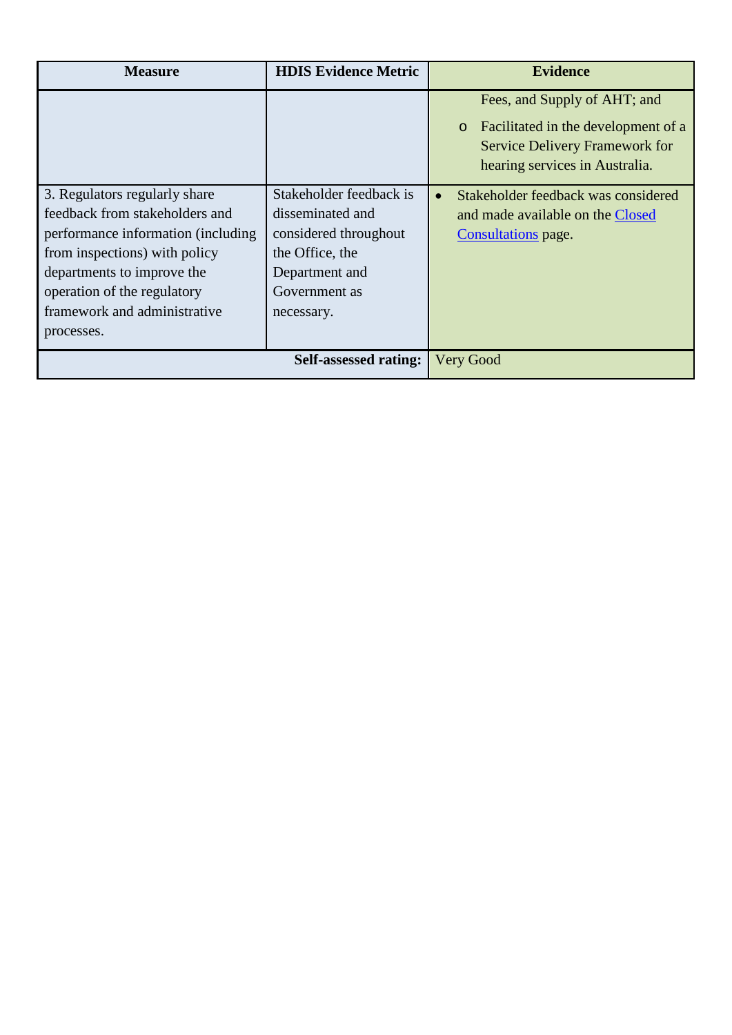| Measure | HDIS Evidence Metric | Evidence |
| --- | --- | --- |
| | | Fees, and Supply of AHT; and<br>o Facilitated in the development of a Service Delivery Framework for hearing services in Australia. |
| 3. Regulators regularly share feedback from stakeholders and performance information (including from inspections) with policy departments to improve the operation of the regulatory framework and administrative processes. | Stakeholder feedback is disseminated and considered throughout the Office, the Department and Government as necessary. | • Stakeholder feedback was considered and made available on the Closed Consultations page. |
| | **Self-assessed rating:** | Very Good |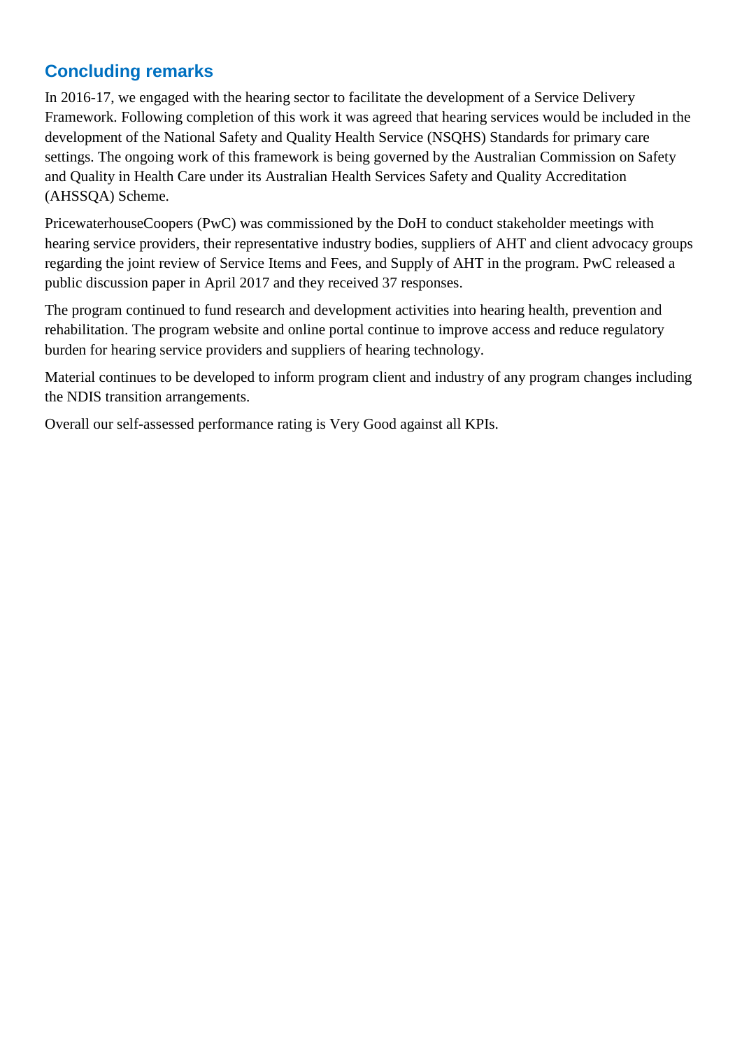## Concluding remarks

In 2016-17, we engaged with the hearing sector to facilitate the development of a Service Delivery Framework. Following completion of this work it was agreed that hearing services would be included in the development of the National Safety and Quality Health Service (NSQHS) Standards for primary care settings. The ongoing work of this framework is being governed by the Australian Commission on Safety and Quality in Health Care under its Australian Health Services Safety and Quality Accreditation (AHSSQA) Scheme.

PricewaterhouseCoopers (PwC) was commissioned by the DoH to conduct stakeholder meetings with hearing service providers, their representative industry bodies, suppliers of AHT and client advocacy groups regarding the joint review of Service Items and Fees, and Supply of AHT in the program. PwC released a public discussion paper in April 2017 and they received 37 responses.

The program continued to fund research and development activities into hearing health, prevention and rehabilitation. The program website and online portal continue to improve access and reduce regulatory burden for hearing service providers and suppliers of hearing technology.

Material continues to be developed to inform program client and industry of any program changes including the NDIS transition arrangements.

Overall our self-assessed performance rating is Very Good against all KPIs.